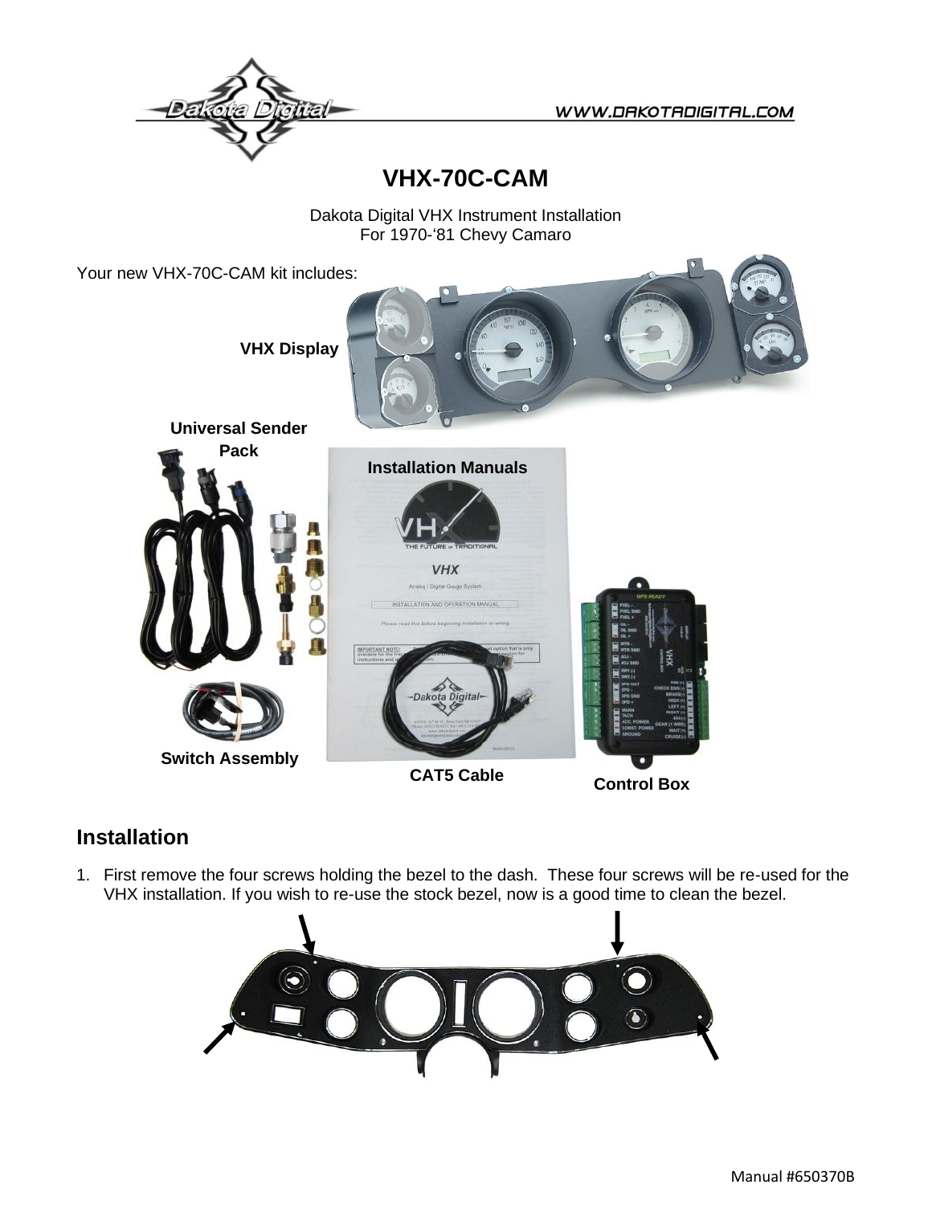# VHX-70C-CAM

Dakota Digital VHX Instrument Installation
For 1970-'81 Chevy Camaro

Your new VHX-70C-CAM kit includes:

**VHX Display**

**Universal Sender Pack**

**Installation Manuals**

**Switch Assembly**

**CAT5 Cable**

**Control Box**

## Installation

1. First remove the four screws holding the bezel to the dash. These four screws will be re-used for the VHX installation. If you wish to re-use the stock bezel, now is a good time to clean the bezel.

Manual #650370B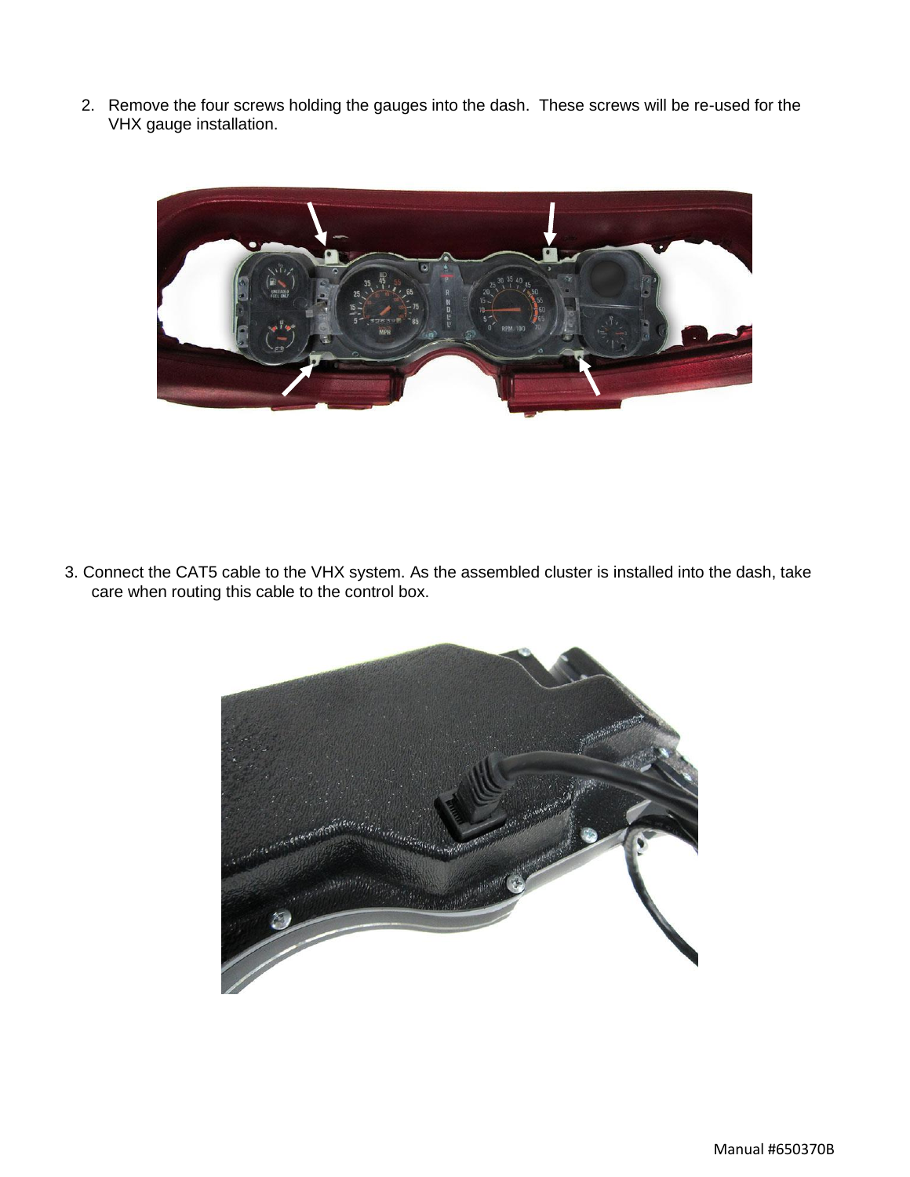2. Remove the four screws holding the gauges into the dash. These screws will be re-used for the VHX gauge installation.

3. Connect the CAT5 cable to the VHX system. As the assembled cluster is installed into the dash, take care when routing this cable to the control box.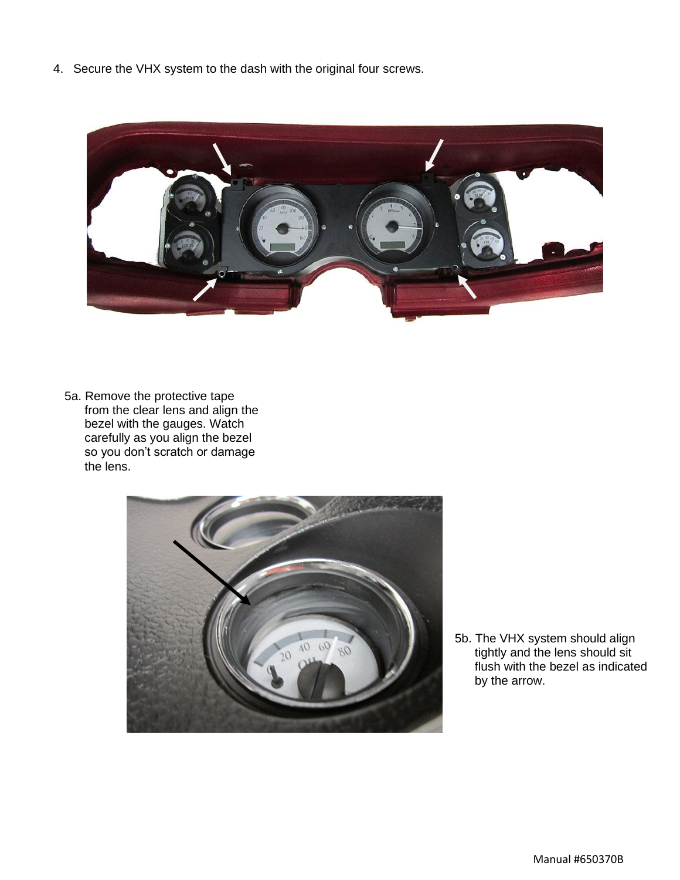4. Secure the VHX system to the dash with the original four screws.

5a. Remove the protective tape from the clear lens and align the bezel with the gauges. Watch carefully as you align the bezel so you don't scratch or damage the lens.

5b. The VHX system should align tightly and the lens should sit flush with the bezel as indicated by the arrow.

Manual #650370B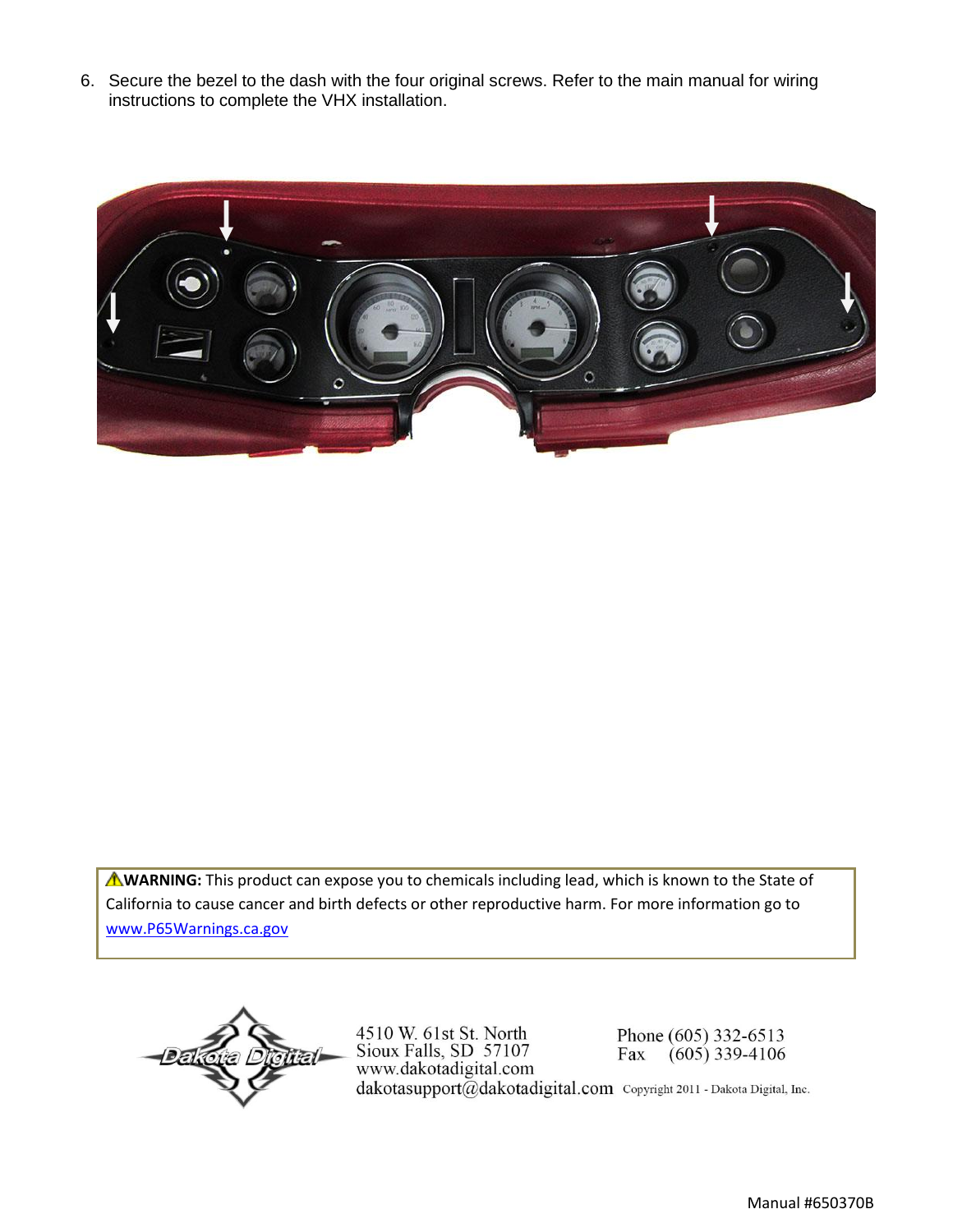6. Secure the bezel to the dash with the four original screws. Refer to the main manual for wiring instructions to complete the VHX installation.

⚠**WARNING:** This product can expose you to chemicals including lead, which is known to the State of California to cause cancer and birth defects or other reproductive harm. For more information go to www.P65Warnings.ca.gov

4510 W. 61st St. North
Sioux Falls, SD 57107
www.dakotadigital.com
dakotasupport@dakotadigital.com

Phone (605) 332-6513
Fax (605) 339-4106

Copyright 2011 - Dakota Digital, Inc.

Manual #650370B